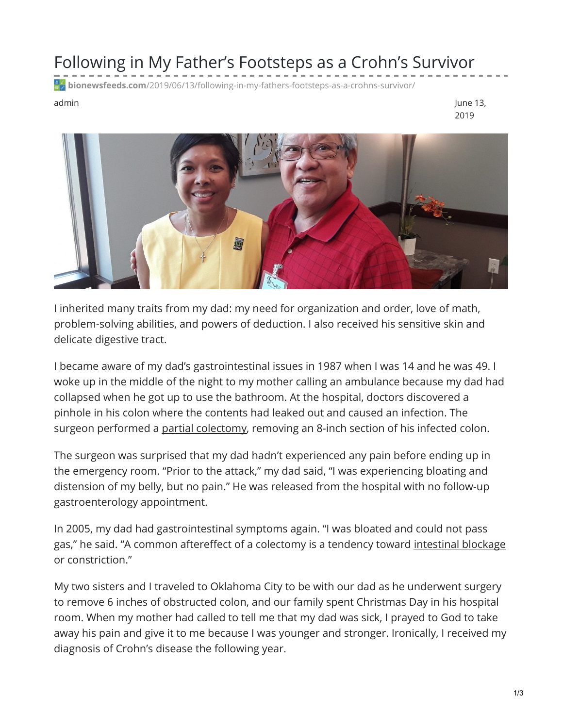# Following in My Father's Footsteps as a Crohn's Survivor

**bionewsfeeds.com**/2019/06/13/following-in-my-fathers-footsteps-as-a-crohns-survivor/

admin

June 13, 2019

I inherited many traits from my dad: my need for organization and order, love of math, problem-solving abilities, and powers of deduction. I also received his sensitive skin and delicate digestive tract.

I became aware of my dad's gastrointestinal issues in 1987 when I was 14 and he was 49. I woke up in the middle of the night to my mother calling an ambulance because my dad had collapsed when he got up to use the bathroom. At the hospital, doctors discovered a pinhole in his colon where the contents had leaked out and caused an infection. The surgeon performed a partial colectomy, removing an 8-inch section of his infected colon.

The surgeon was surprised that my dad hadn't experienced any pain before ending up in the emergency room. "Prior to the attack," my dad said, "I was experiencing bloating and distension of my belly, but no pain." He was released from the hospital with no follow-up gastroenterology appointment.

In 2005, my dad had gastrointestinal symptoms again. "I was bloated and could not pass gas," he said. "A common aftereffect of a colectomy is a tendency toward intestinal blockage or constriction."

My two sisters and I traveled to Oklahoma City to be with our dad as he underwent surgery to remove 6 inches of obstructed colon, and our family spent Christmas Day in his hospital room. When my mother had called to tell me that my dad was sick, I prayed to God to take away his pain and give it to me because I was younger and stronger. Ironically, I received my diagnosis of Crohn's disease the following year.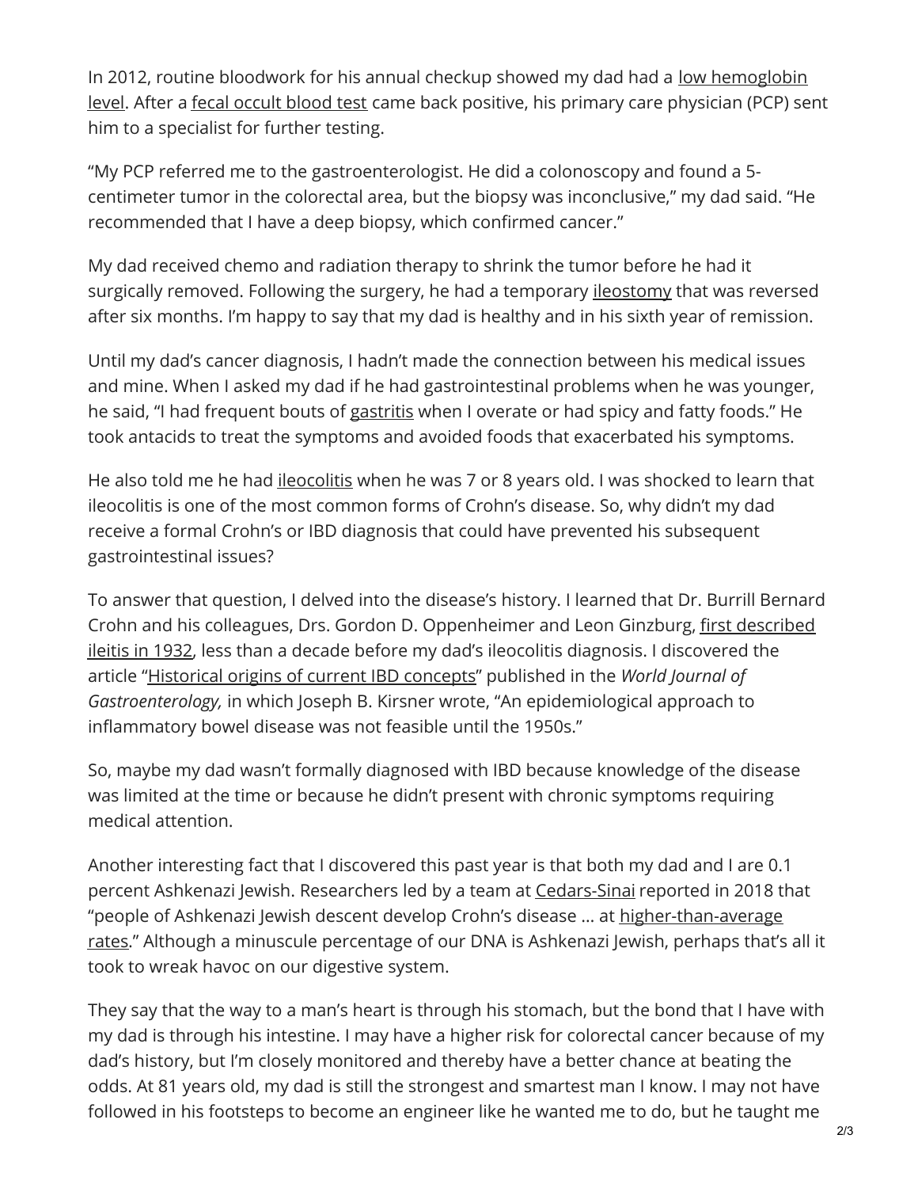In 2012, routine bloodwork for his annual checkup showed my dad had a low hemoglobin level. After a fecal occult blood test came back positive, his primary care physician (PCP) sent him to a specialist for further testing.

"My PCP referred me to the gastroenterologist. He did a colonoscopy and found a 5-centimeter tumor in the colorectal area, but the biopsy was inconclusive," my dad said. "He recommended that I have a deep biopsy, which confirmed cancer."

My dad received chemo and radiation therapy to shrink the tumor before he had it surgically removed. Following the surgery, he had a temporary ileostomy that was reversed after six months. I'm happy to say that my dad is healthy and in his sixth year of remission.

Until my dad's cancer diagnosis, I hadn't made the connection between his medical issues and mine. When I asked my dad if he had gastrointestinal problems when he was younger, he said, "I had frequent bouts of gastritis when I overate or had spicy and fatty foods." He took antacids to treat the symptoms and avoided foods that exacerbated his symptoms.

He also told me he had ileocolitis when he was 7 or 8 years old. I was shocked to learn that ileocolitis is one of the most common forms of Crohn's disease. So, why didn't my dad receive a formal Crohn's or IBD diagnosis that could have prevented his subsequent gastrointestinal issues?

To answer that question, I delved into the disease's history. I learned that Dr. Burrill Bernard Crohn and his colleagues, Drs. Gordon D. Oppenheimer and Leon Ginzburg, first described ileitis in 1932, less than a decade before my dad's ileocolitis diagnosis. I discovered the article "Historical origins of current IBD concepts" published in the *World Journal of Gastroenterology,* in which Joseph B. Kirsner wrote, "An epidemiological approach to inflammatory bowel disease was not feasible until the 1950s."

So, maybe my dad wasn't formally diagnosed with IBD because knowledge of the disease was limited at the time or because he didn't present with chronic symptoms requiring medical attention.

Another interesting fact that I discovered this past year is that both my dad and I are 0.1 percent Ashkenazi Jewish. Researchers led by a team at Cedars-Sinai reported in 2018 that "people of Ashkenazi Jewish descent develop Crohn's disease … at higher-than-average rates." Although a minuscule percentage of our DNA is Ashkenazi Jewish, perhaps that's all it took to wreak havoc on our digestive system.

They say that the way to a man's heart is through his stomach, but the bond that I have with my dad is through his intestine. I may have a higher risk for colorectal cancer because of my dad's history, but I'm closely monitored and thereby have a better chance at beating the odds. At 81 years old, my dad is still the strongest and smartest man I know. I may not have followed in his footsteps to become an engineer like he wanted me to do, but he taught me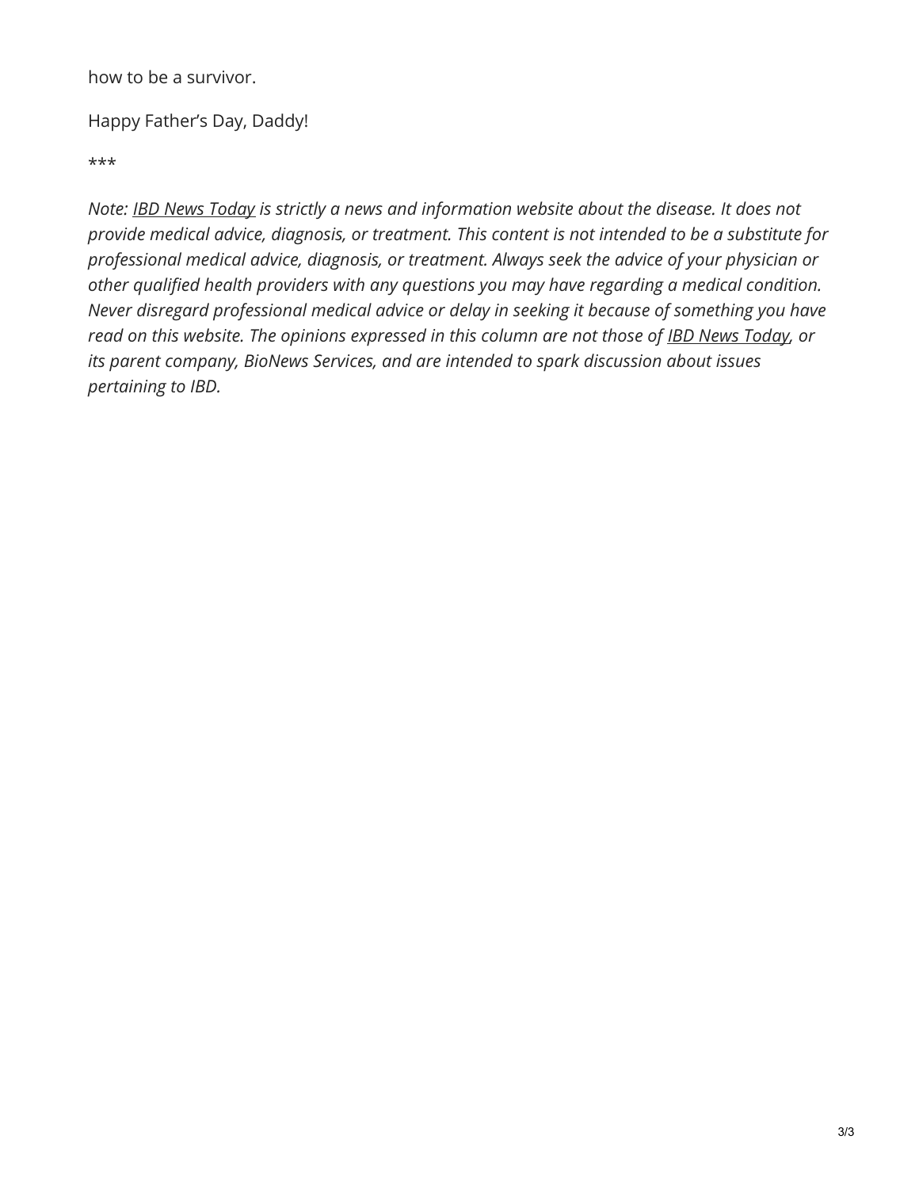how to be a survivor.

Happy Father's Day, Daddy!

***

*Note: IBD News Today is strictly a news and information website about the disease. It does not provide medical advice, diagnosis, or treatment. This content is not intended to be a substitute for professional medical advice, diagnosis, or treatment. Always seek the advice of your physician or other qualified health providers with any questions you may have regarding a medical condition. Never disregard professional medical advice or delay in seeking it because of something you have read on this website. The opinions expressed in this column are not those of IBD News Today, or its parent company, BioNews Services, and are intended to spark discussion about issues pertaining to IBD.*